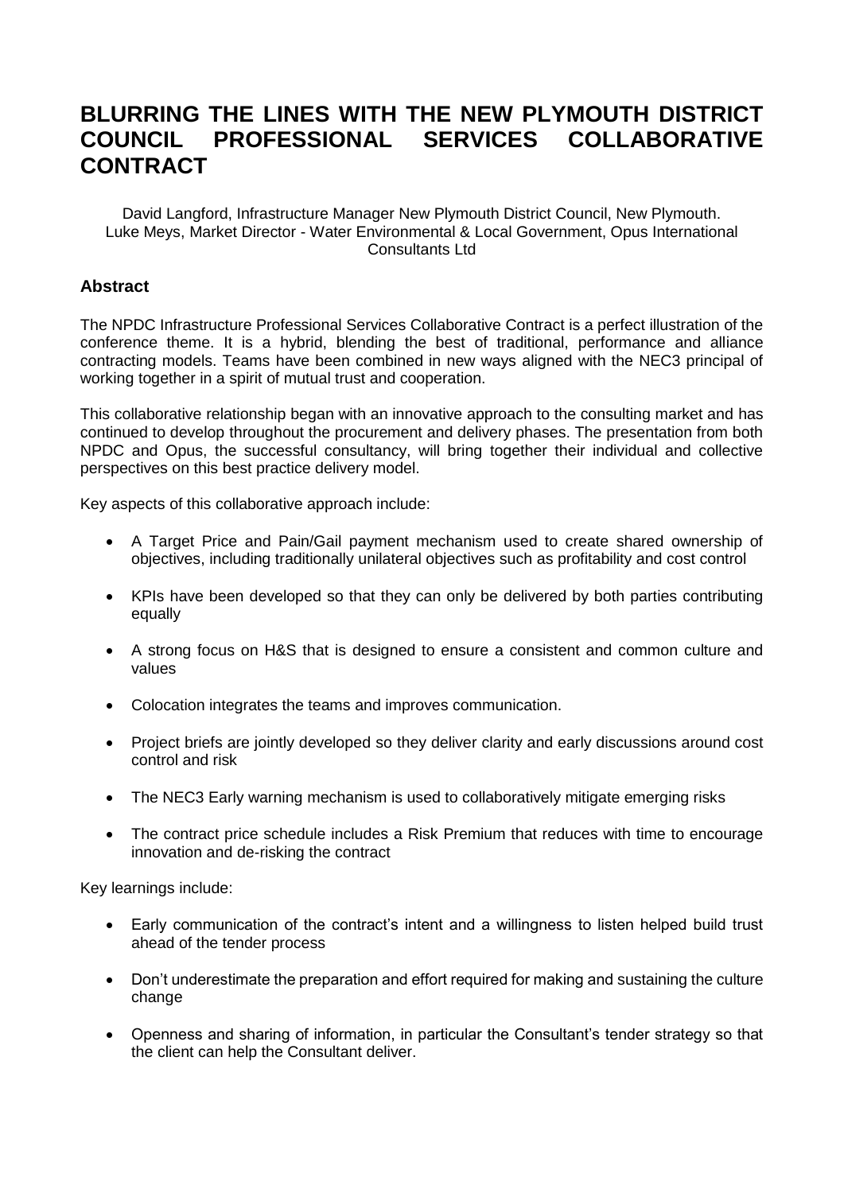# BLURRING THE LINES WITH THE NEW PLYMOUTH DISTRICT COUNCIL PROFESSIONAL SERVICES COLLABORATIVE CONTRACT

David Langford, Infrastructure Manager New Plymouth District Council, New Plymouth.
Luke Meys, Market Director - Water Environmental & Local Government, Opus International Consultants Ltd

## Abstract

The NPDC Infrastructure Professional Services Collaborative Contract is a perfect illustration of the conference theme. It is a hybrid, blending the best of traditional, performance and alliance contracting models. Teams have been combined in new ways aligned with the NEC3 principal of working together in a spirit of mutual trust and cooperation.

This collaborative relationship began with an innovative approach to the consulting market and has continued to develop throughout the procurement and delivery phases. The presentation from both NPDC and Opus, the successful consultancy, will bring together their individual and collective perspectives on this best practice delivery model.

Key aspects of this collaborative approach include:

- A Target Price and Pain/Gail payment mechanism used to create shared ownership of objectives, including traditionally unilateral objectives such as profitability and cost control
- KPIs have been developed so that they can only be delivered by both parties contributing equally
- A strong focus on H&S that is designed to ensure a consistent and common culture and values
- Colocation integrates the teams and improves communication.
- Project briefs are jointly developed so they deliver clarity and early discussions around cost control and risk
- The NEC3 Early warning mechanism is used to collaboratively mitigate emerging risks
- The contract price schedule includes a Risk Premium that reduces with time to encourage innovation and de-risking the contract

Key learnings include:

- Early communication of the contract's intent and a willingness to listen helped build trust ahead of the tender process
- Don't underestimate the preparation and effort required for making and sustaining the culture change
- Openness and sharing of information, in particular the Consultant's tender strategy so that the client can help the Consultant deliver.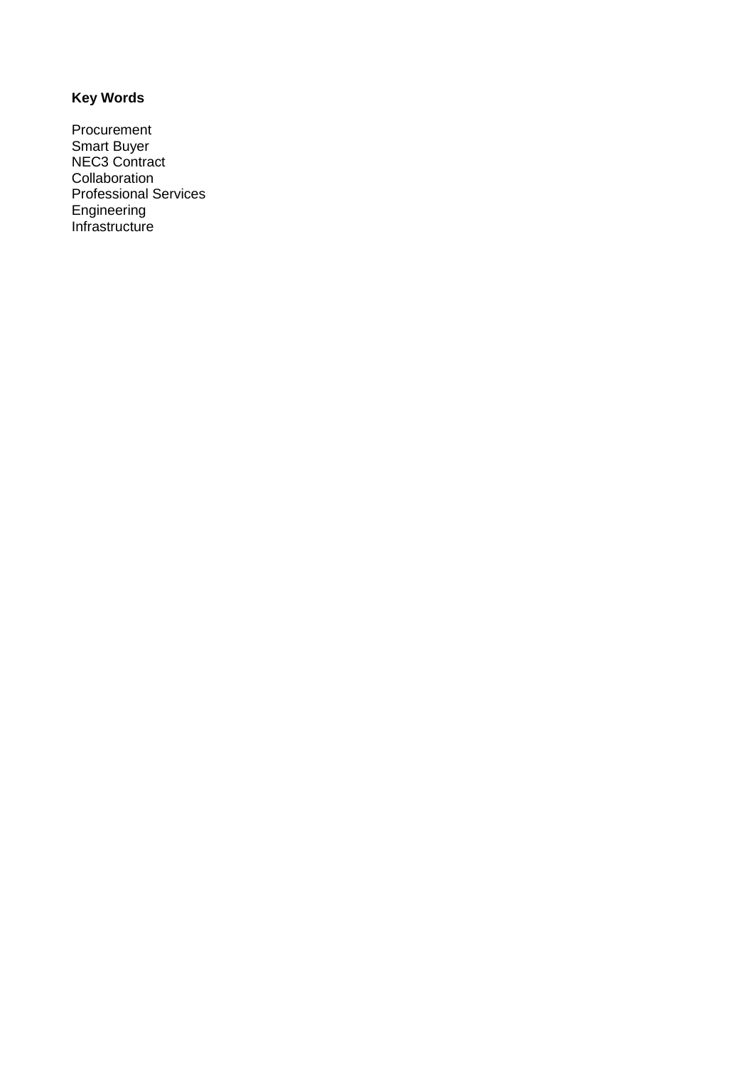**Key Words**

Procurement
Smart Buyer
NEC3 Contract
Collaboration
Professional Services
Engineering
Infrastructure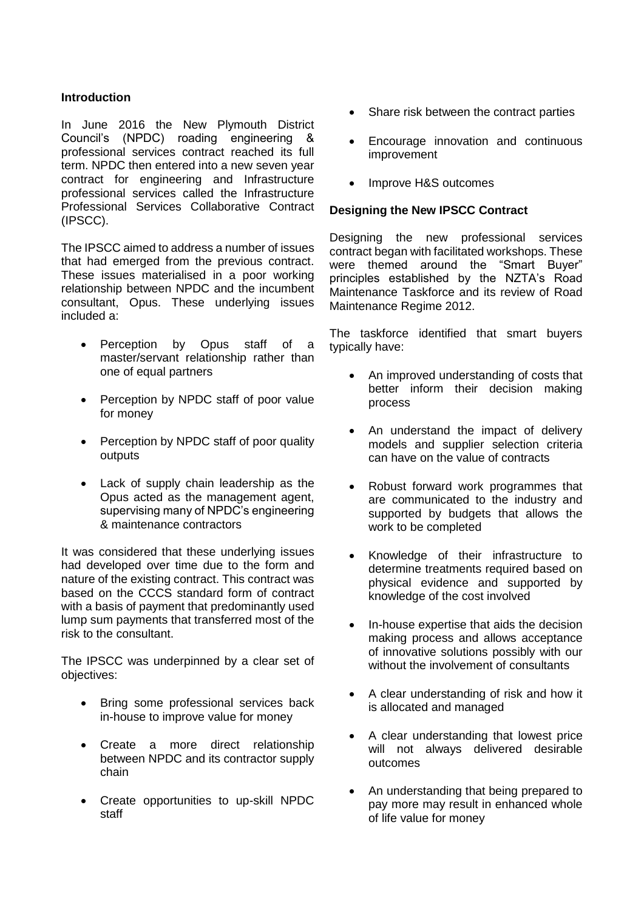**Introduction**

In June 2016 the New Plymouth District Council's (NPDC) roading engineering & professional services contract reached its full term. NPDC then entered into a new seven year contract for engineering and Infrastructure professional services called the Infrastructure Professional Services Collaborative Contract (IPSCC).

The IPSCC aimed to address a number of issues that had emerged from the previous contract. These issues materialised in a poor working relationship between NPDC and the incumbent consultant, Opus. These underlying issues included a:

- Perception by Opus staff of a master/servant relationship rather than one of equal partners
- Perception by NPDC staff of poor value for money
- Perception by NPDC staff of poor quality outputs
- Lack of supply chain leadership as the Opus acted as the management agent, supervising many of NPDC's engineering & maintenance contractors

It was considered that these underlying issues had developed over time due to the form and nature of the existing contract. This contract was based on the CCCS standard form of contract with a basis of payment that predominantly used lump sum payments that transferred most of the risk to the consultant.

The IPSCC was underpinned by a clear set of objectives:

- Bring some professional services back in-house to improve value for money
- Create a more direct relationship between NPDC and its contractor supply chain
- Create opportunities to up-skill NPDC staff
- Share risk between the contract parties
- Encourage innovation and continuous improvement
- Improve H&S outcomes

**Designing the New IPSCC Contract**

Designing the new professional services contract began with facilitated workshops. These were themed around the "Smart Buyer" principles established by the NZTA's Road Maintenance Taskforce and its review of Road Maintenance Regime 2012.

The taskforce identified that smart buyers typically have:

- An improved understanding of costs that better inform their decision making process
- An understand the impact of delivery models and supplier selection criteria can have on the value of contracts
- Robust forward work programmes that are communicated to the industry and supported by budgets that allows the work to be completed
- Knowledge of their infrastructure to determine treatments required based on physical evidence and supported by knowledge of the cost involved
- In-house expertise that aids the decision making process and allows acceptance of innovative solutions possibly with our without the involvement of consultants
- A clear understanding of risk and how it is allocated and managed
- A clear understanding that lowest price will not always delivered desirable outcomes
- An understanding that being prepared to pay more may result in enhanced whole of life value for money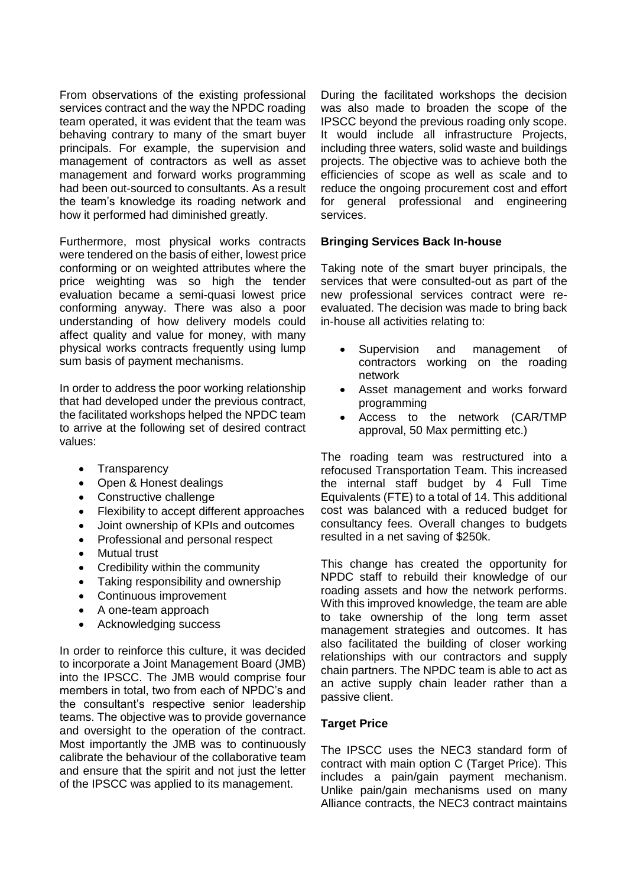From observations of the existing professional services contract and the way the NPDC roading team operated, it was evident that the team was behaving contrary to many of the smart buyer principals. For example, the supervision and management of contractors as well as asset management and forward works programming had been out-sourced to consultants. As a result the team's knowledge its roading network and how it performed had diminished greatly.

Furthermore, most physical works contracts were tendered on the basis of either, lowest price conforming or on weighted attributes where the price weighting was so high the tender evaluation became a semi-quasi lowest price conforming anyway. There was also a poor understanding of how delivery models could affect quality and value for money, with many physical works contracts frequently using lump sum basis of payment mechanisms.

In order to address the poor working relationship that had developed under the previous contract, the facilitated workshops helped the NPDC team to arrive at the following set of desired contract values:

- Transparency
- Open & Honest dealings
- Constructive challenge
- Flexibility to accept different approaches
- Joint ownership of KPIs and outcomes
- Professional and personal respect
- Mutual trust
- Credibility within the community
- Taking responsibility and ownership
- Continuous improvement
- A one-team approach
- Acknowledging success

In order to reinforce this culture, it was decided to incorporate a Joint Management Board (JMB) into the IPSCC. The JMB would comprise four members in total, two from each of NPDC's and the consultant's respective senior leadership teams. The objective was to provide governance and oversight to the operation of the contract. Most importantly the JMB was to continuously calibrate the behaviour of the collaborative team and ensure that the spirit and not just the letter of the IPSCC was applied to its management.

During the facilitated workshops the decision was also made to broaden the scope of the IPSCC beyond the previous roading only scope. It would include all infrastructure Projects, including three waters, solid waste and buildings projects. The objective was to achieve both the efficiencies of scope as well as scale and to reduce the ongoing procurement cost and effort for general professional and engineering services.

**Bringing Services Back In-house**

Taking note of the smart buyer principals, the services that were consulted-out as part of the new professional services contract were re-evaluated. The decision was made to bring back in-house all activities relating to:

- Supervision and management of contractors working on the roading network
- Asset management and works forward programming
- Access to the network (CAR/TMP approval, 50 Max permitting etc.)

The roading team was restructured into a refocused Transportation Team. This increased the internal staff budget by 4 Full Time Equivalents (FTE) to a total of 14. This additional cost was balanced with a reduced budget for consultancy fees. Overall changes to budgets resulted in a net saving of $250k.

This change has created the opportunity for NPDC staff to rebuild their knowledge of our roading assets and how the network performs. With this improved knowledge, the team are able to take ownership of the long term asset management strategies and outcomes. It has also facilitated the building of closer working relationships with our contractors and supply chain partners. The NPDC team is able to act as an active supply chain leader rather than a passive client.

**Target Price**

The IPSCC uses the NEC3 standard form of contract with main option C (Target Price). This includes a pain/gain payment mechanism. Unlike pain/gain mechanisms used on many Alliance contracts, the NEC3 contract maintains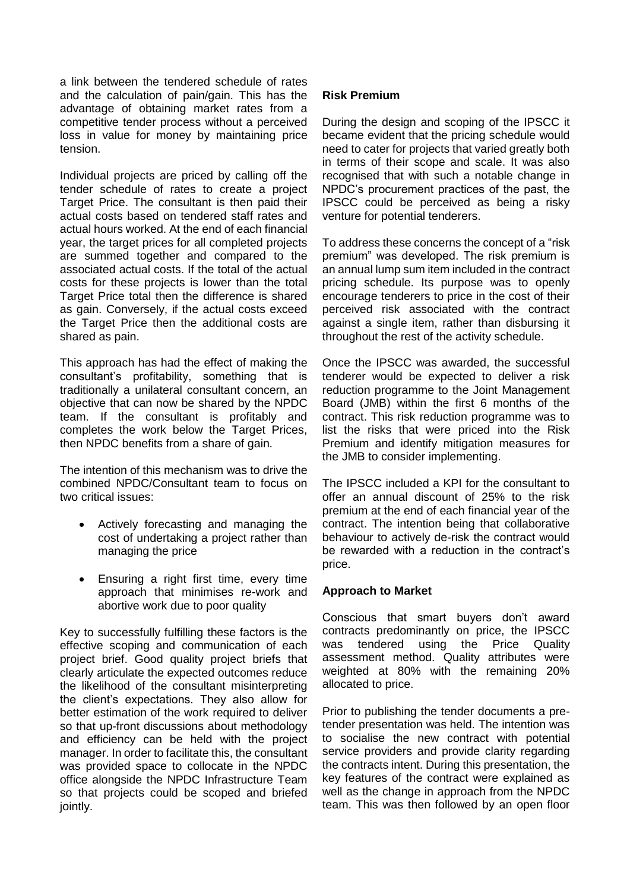a link between the tendered schedule of rates and the calculation of pain/gain. This has the advantage of obtaining market rates from a competitive tender process without a perceived loss in value for money by maintaining price tension.

Individual projects are priced by calling off the tender schedule of rates to create a project Target Price. The consultant is then paid their actual costs based on tendered staff rates and actual hours worked. At the end of each financial year, the target prices for all completed projects are summed together and compared to the associated actual costs. If the total of the actual costs for these projects is lower than the total Target Price total then the difference is shared as gain. Conversely, if the actual costs exceed the Target Price then the additional costs are shared as pain.

This approach has had the effect of making the consultant's profitability, something that is traditionally a unilateral consultant concern, an objective that can now be shared by the NPDC team. If the consultant is profitably and completes the work below the Target Prices, then NPDC benefits from a share of gain.

The intention of this mechanism was to drive the combined NPDC/Consultant team to focus on two critical issues:

- Actively forecasting and managing the cost of undertaking a project rather than managing the price
- Ensuring a right first time, every time approach that minimises re-work and abortive work due to poor quality

Key to successfully fulfilling these factors is the effective scoping and communication of each project brief. Good quality project briefs that clearly articulate the expected outcomes reduce the likelihood of the consultant misinterpreting the client's expectations. They also allow for better estimation of the work required to deliver so that up-front discussions about methodology and efficiency can be held with the project manager. In order to facilitate this, the consultant was provided space to collocate in the NPDC office alongside the NPDC Infrastructure Team so that projects could be scoped and briefed jointly.

**Risk Premium**

During the design and scoping of the IPSCC it became evident that the pricing schedule would need to cater for projects that varied greatly both in terms of their scope and scale. It was also recognised that with such a notable change in NPDC's procurement practices of the past, the IPSCC could be perceived as being a risky venture for potential tenderers.

To address these concerns the concept of a "risk premium" was developed. The risk premium is an annual lump sum item included in the contract pricing schedule. Its purpose was to openly encourage tenderers to price in the cost of their perceived risk associated with the contract against a single item, rather than disbursing it throughout the rest of the activity schedule.

Once the IPSCC was awarded, the successful tenderer would be expected to deliver a risk reduction programme to the Joint Management Board (JMB) within the first 6 months of the contract. This risk reduction programme was to list the risks that were priced into the Risk Premium and identify mitigation measures for the JMB to consider implementing.

The IPSCC included a KPI for the consultant to offer an annual discount of 25% to the risk premium at the end of each financial year of the contract. The intention being that collaborative behaviour to actively de-risk the contract would be rewarded with a reduction in the contract's price.

**Approach to Market**

Conscious that smart buyers don't award contracts predominantly on price, the IPSCC was tendered using the Price Quality assessment method. Quality attributes were weighted at 80% with the remaining 20% allocated to price.

Prior to publishing the tender documents a pre-tender presentation was held. The intention was to socialise the new contract with potential service providers and provide clarity regarding the contracts intent. During this presentation, the key features of the contract were explained as well as the change in approach from the NPDC team. This was then followed by an open floor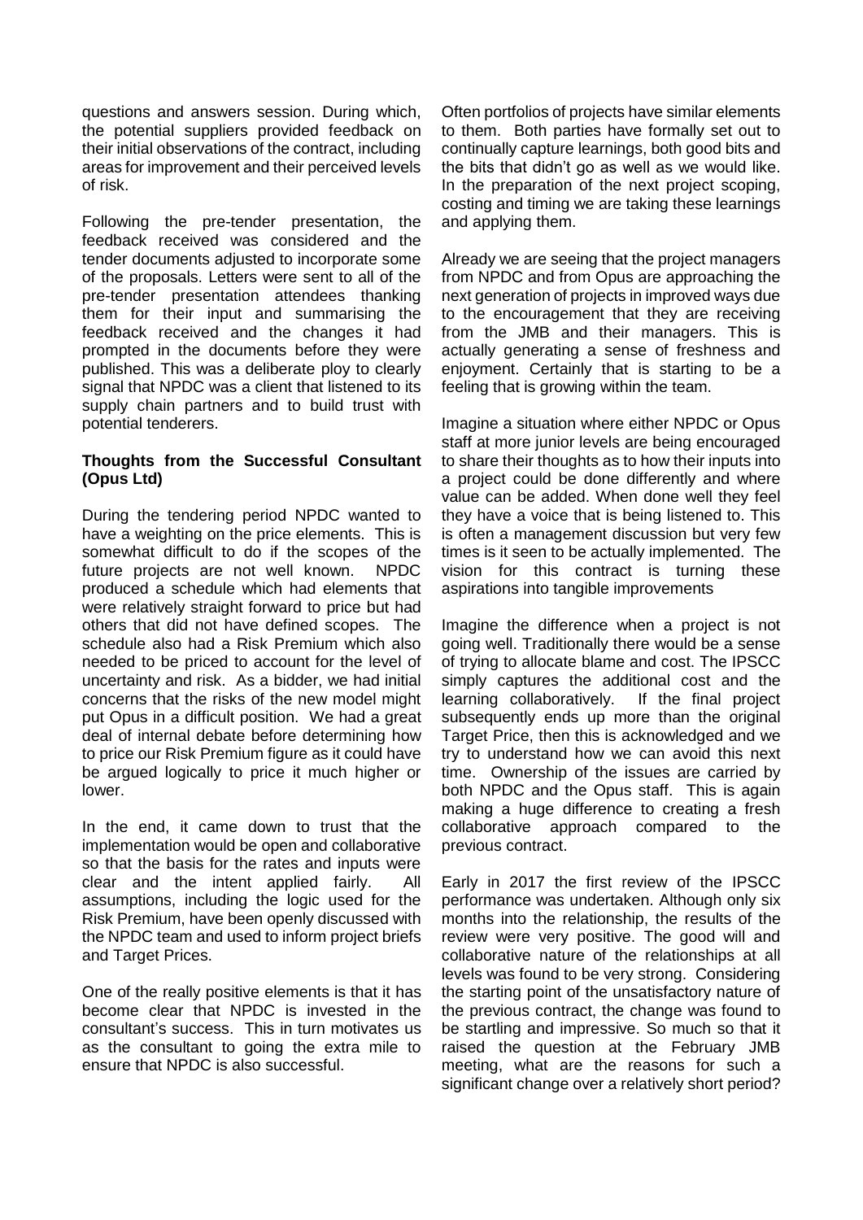questions and answers session. During which, the potential suppliers provided feedback on their initial observations of the contract, including areas for improvement and their perceived levels of risk.

Following the pre-tender presentation, the feedback received was considered and the tender documents adjusted to incorporate some of the proposals. Letters were sent to all of the pre-tender presentation attendees thanking them for their input and summarising the feedback received and the changes it had prompted in the documents before they were published. This was a deliberate ploy to clearly signal that NPDC was a client that listened to its supply chain partners and to build trust with potential tenderers.

### Thoughts from the Successful Consultant (Opus Ltd)

During the tendering period NPDC wanted to have a weighting on the price elements. This is somewhat difficult to do if the scopes of the future projects are not well known. NPDC produced a schedule which had elements that were relatively straight forward to price but had others that did not have defined scopes. The schedule also had a Risk Premium which also needed to be priced to account for the level of uncertainty and risk. As a bidder, we had initial concerns that the risks of the new model might put Opus in a difficult position. We had a great deal of internal debate before determining how to price our Risk Premium figure as it could have be argued logically to price it much higher or lower.

In the end, it came down to trust that the implementation would be open and collaborative so that the basis for the rates and inputs were clear and the intent applied fairly. All assumptions, including the logic used for the Risk Premium, have been openly discussed with the NPDC team and used to inform project briefs and Target Prices.

One of the really positive elements is that it has become clear that NPDC is invested in the consultant's success. This in turn motivates us as the consultant to going the extra mile to ensure that NPDC is also successful.

Often portfolios of projects have similar elements to them. Both parties have formally set out to continually capture learnings, both good bits and the bits that didn't go as well as we would like. In the preparation of the next project scoping, costing and timing we are taking these learnings and applying them.

Already we are seeing that the project managers from NPDC and from Opus are approaching the next generation of projects in improved ways due to the encouragement that they are receiving from the JMB and their managers. This is actually generating a sense of freshness and enjoyment. Certainly that is starting to be a feeling that is growing within the team.

Imagine a situation where either NPDC or Opus staff at more junior levels are being encouraged to share their thoughts as to how their inputs into a project could be done differently and where value can be added. When done well they feel they have a voice that is being listened to. This is often a management discussion but very few times is it seen to be actually implemented. The vision for this contract is turning these aspirations into tangible improvements

Imagine the difference when a project is not going well. Traditionally there would be a sense of trying to allocate blame and cost. The IPSCC simply captures the additional cost and the learning collaboratively. If the final project subsequently ends up more than the original Target Price, then this is acknowledged and we try to understand how we can avoid this next time. Ownership of the issues are carried by both NPDC and the Opus staff. This is again making a huge difference to creating a fresh collaborative approach compared to the previous contract.

Early in 2017 the first review of the IPSCC performance was undertaken. Although only six months into the relationship, the results of the review were very positive. The good will and collaborative nature of the relationships at all levels was found to be very strong. Considering the starting point of the unsatisfactory nature of the previous contract, the change was found to be startling and impressive. So much so that it raised the question at the February JMB meeting, what are the reasons for such a significant change over a relatively short period?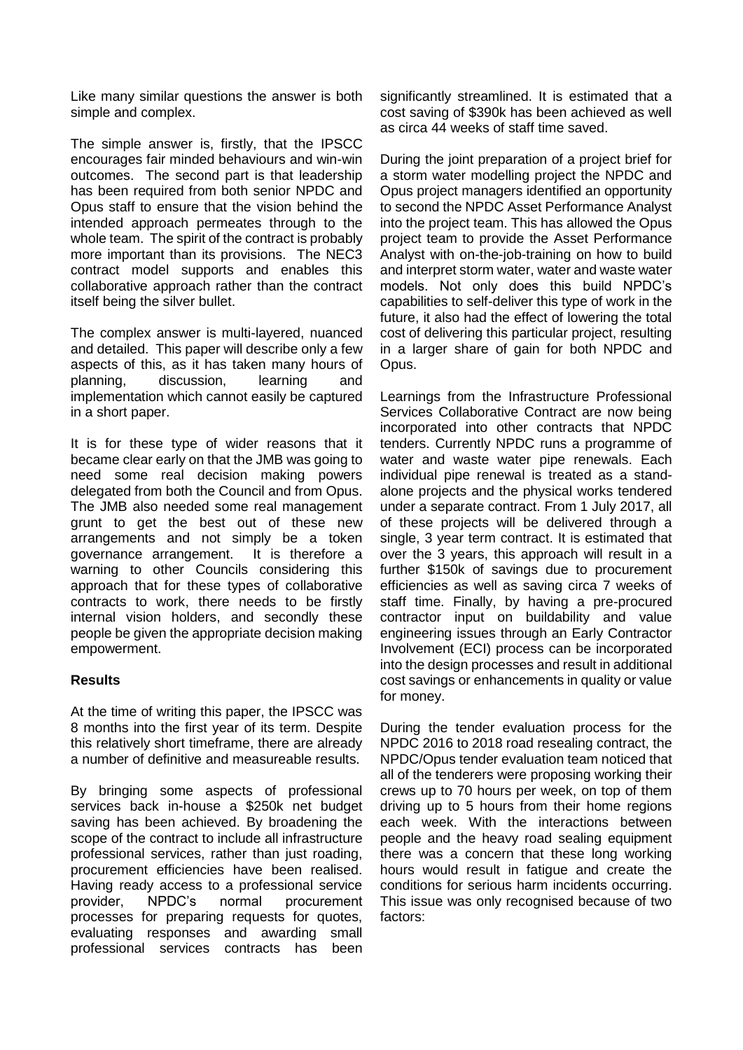Like many similar questions the answer is both simple and complex.

The simple answer is, firstly, that the IPSCC encourages fair minded behaviours and win-win outcomes. The second part is that leadership has been required from both senior NPDC and Opus staff to ensure that the vision behind the intended approach permeates through to the whole team. The spirit of the contract is probably more important than its provisions. The NEC3 contract model supports and enables this collaborative approach rather than the contract itself being the silver bullet.

The complex answer is multi-layered, nuanced and detailed. This paper will describe only a few aspects of this, as it has taken many hours of planning, discussion, learning and implementation which cannot easily be captured in a short paper.

It is for these type of wider reasons that it became clear early on that the JMB was going to need some real decision making powers delegated from both the Council and from Opus. The JMB also needed some real management grunt to get the best out of these new arrangements and not simply be a token governance arrangement. It is therefore a warning to other Councils considering this approach that for these types of collaborative contracts to work, there needs to be firstly internal vision holders, and secondly these people be given the appropriate decision making empowerment.

**Results**

At the time of writing this paper, the IPSCC was 8 months into the first year of its term. Despite this relatively short timeframe, there are already a number of definitive and measureable results.

By bringing some aspects of professional services back in-house a $250k net budget saving has been achieved. By broadening the scope of the contract to include all infrastructure professional services, rather than just roading, procurement efficiencies have been realised. Having ready access to a professional service provider, NPDC's normal procurement processes for preparing requests for quotes, evaluating responses and awarding small professional services contracts has been significantly streamlined. It is estimated that a cost saving of $390k has been achieved as well as circa 44 weeks of staff time saved.

During the joint preparation of a project brief for a storm water modelling project the NPDC and Opus project managers identified an opportunity to second the NPDC Asset Performance Analyst into the project team. This has allowed the Opus project team to provide the Asset Performance Analyst with on-the-job-training on how to build and interpret storm water, water and waste water models. Not only does this build NPDC's capabilities to self-deliver this type of work in the future, it also had the effect of lowering the total cost of delivering this particular project, resulting in a larger share of gain for both NPDC and Opus.

Learnings from the Infrastructure Professional Services Collaborative Contract are now being incorporated into other contracts that NPDC tenders. Currently NPDC runs a programme of water and waste water pipe renewals. Each individual pipe renewal is treated as a stand-alone projects and the physical works tendered under a separate contract. From 1 July 2017, all of these projects will be delivered through a single, 3 year term contract. It is estimated that over the 3 years, this approach will result in a further $150k of savings due to procurement efficiencies as well as saving circa 7 weeks of staff time. Finally, by having a pre-procured contractor input on buildability and value engineering issues through an Early Contractor Involvement (ECI) process can be incorporated into the design processes and result in additional cost savings or enhancements in quality or value for money.

During the tender evaluation process for the NPDC 2016 to 2018 road resealing contract, the NPDC/Opus tender evaluation team noticed that all of the tenderers were proposing working their crews up to 70 hours per week, on top of them driving up to 5 hours from their home regions each week. With the interactions between people and the heavy road sealing equipment there was a concern that these long working hours would result in fatigue and create the conditions for serious harm incidents occurring. This issue was only recognised because of two factors: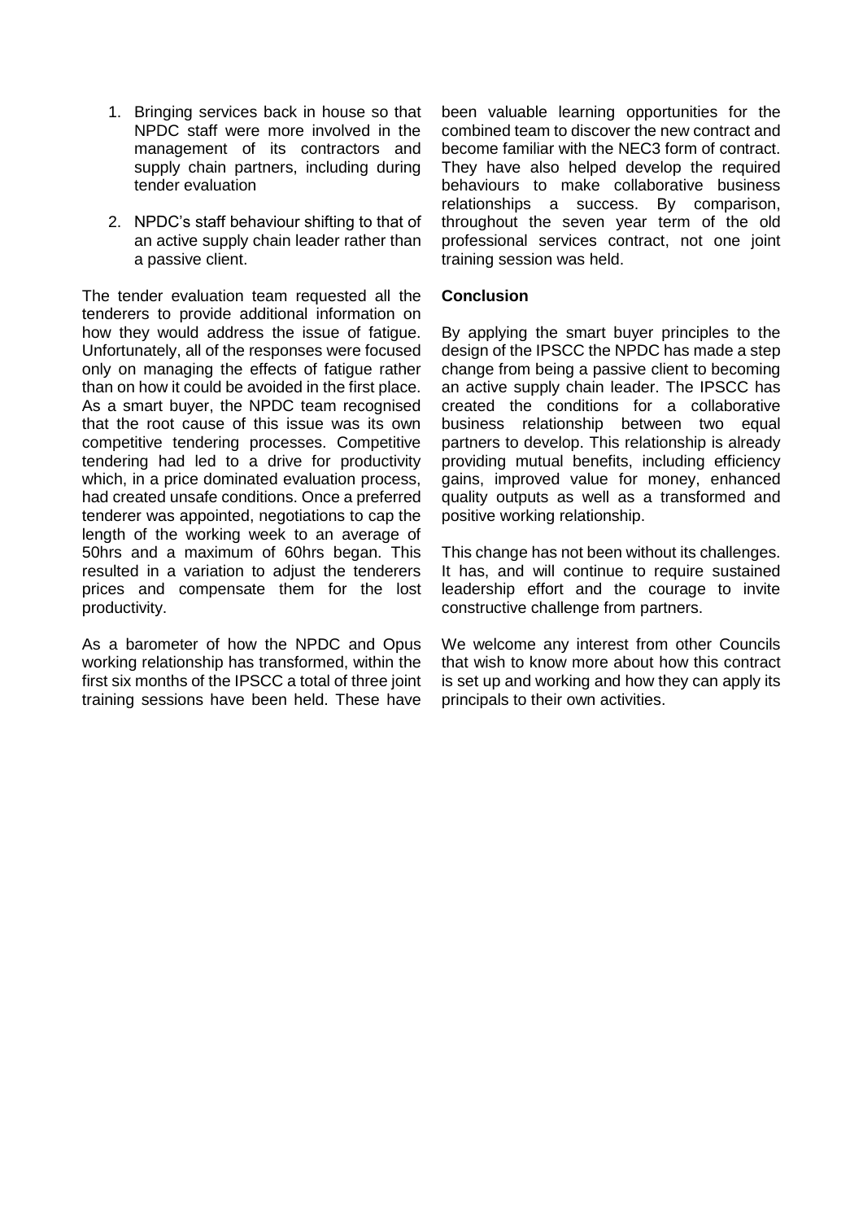1. Bringing services back in house so that NPDC staff were more involved in the management of its contractors and supply chain partners, including during tender evaluation

2. NPDC's staff behaviour shifting to that of an active supply chain leader rather than a passive client.

The tender evaluation team requested all the tenderers to provide additional information on how they would address the issue of fatigue. Unfortunately, all of the responses were focused only on managing the effects of fatigue rather than on how it could be avoided in the first place. As a smart buyer, the NPDC team recognised that the root cause of this issue was its own competitive tendering processes. Competitive tendering had led to a drive for productivity which, in a price dominated evaluation process, had created unsafe conditions. Once a preferred tenderer was appointed, negotiations to cap the length of the working week to an average of 50hrs and a maximum of 60hrs began. This resulted in a variation to adjust the tenderers prices and compensate them for the lost productivity.

As a barometer of how the NPDC and Opus working relationship has transformed, within the first six months of the IPSCC a total of three joint training sessions have been held. These have been valuable learning opportunities for the combined team to discover the new contract and become familiar with the NEC3 form of contract. They have also helped develop the required behaviours to make collaborative business relationships a success. By comparison, throughout the seven year term of the old professional services contract, not one joint training session was held.

**Conclusion**

By applying the smart buyer principles to the design of the IPSCC the NPDC has made a step change from being a passive client to becoming an active supply chain leader. The IPSCC has created the conditions for a collaborative business relationship between two equal partners to develop. This relationship is already providing mutual benefits, including efficiency gains, improved value for money, enhanced quality outputs as well as a transformed and positive working relationship.

This change has not been without its challenges. It has, and will continue to require sustained leadership effort and the courage to invite constructive challenge from partners.

We welcome any interest from other Councils that wish to know more about how this contract is set up and working and how they can apply its principals to their own activities.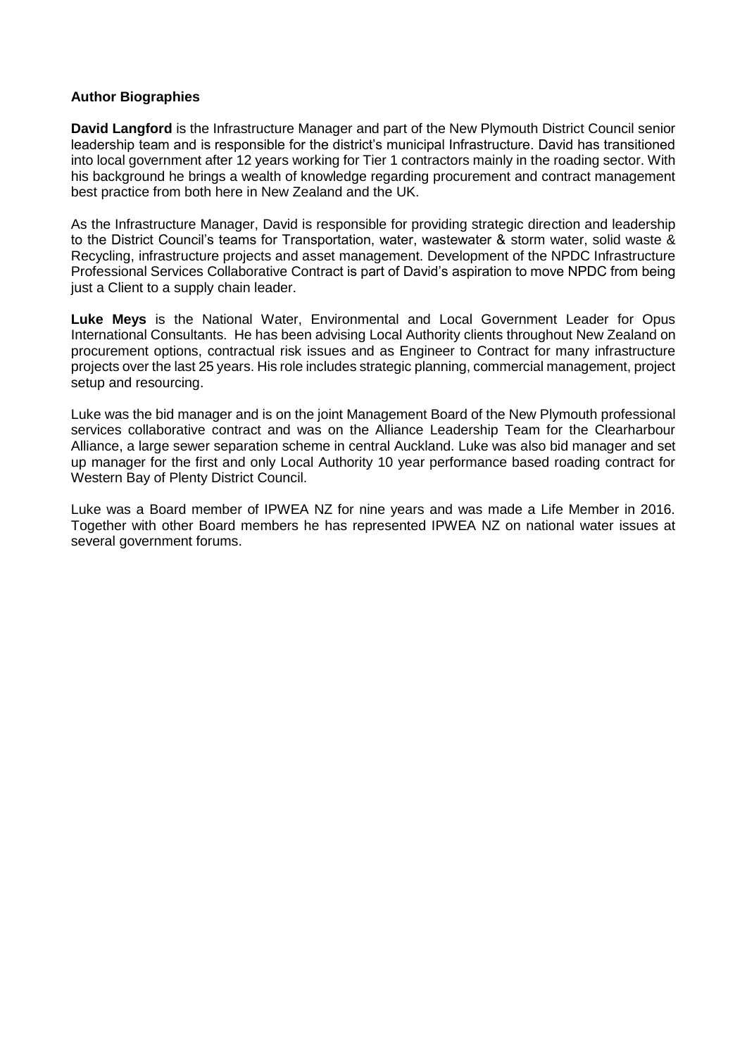**Author Biographies**

**David Langford** is the Infrastructure Manager and part of the New Plymouth District Council senior leadership team and is responsible for the district's municipal Infrastructure. David has transitioned into local government after 12 years working for Tier 1 contractors mainly in the roading sector. With his background he brings a wealth of knowledge regarding procurement and contract management best practice from both here in New Zealand and the UK.

As the Infrastructure Manager, David is responsible for providing strategic direction and leadership to the District Council's teams for Transportation, water, wastewater & storm water, solid waste & Recycling, infrastructure projects and asset management. Development of the NPDC Infrastructure Professional Services Collaborative Contract is part of David's aspiration to move NPDC from being just a Client to a supply chain leader.

**Luke Meys** is the National Water, Environmental and Local Government Leader for Opus International Consultants. He has been advising Local Authority clients throughout New Zealand on procurement options, contractual risk issues and as Engineer to Contract for many infrastructure projects over the last 25 years. His role includes strategic planning, commercial management, project setup and resourcing.

Luke was the bid manager and is on the joint Management Board of the New Plymouth professional services collaborative contract and was on the Alliance Leadership Team for the Clearharbour Alliance, a large sewer separation scheme in central Auckland. Luke was also bid manager and set up manager for the first and only Local Authority 10 year performance based roading contract for Western Bay of Plenty District Council.

Luke was a Board member of IPWEA NZ for nine years and was made a Life Member in 2016. Together with other Board members he has represented IPWEA NZ on national water issues at several government forums.